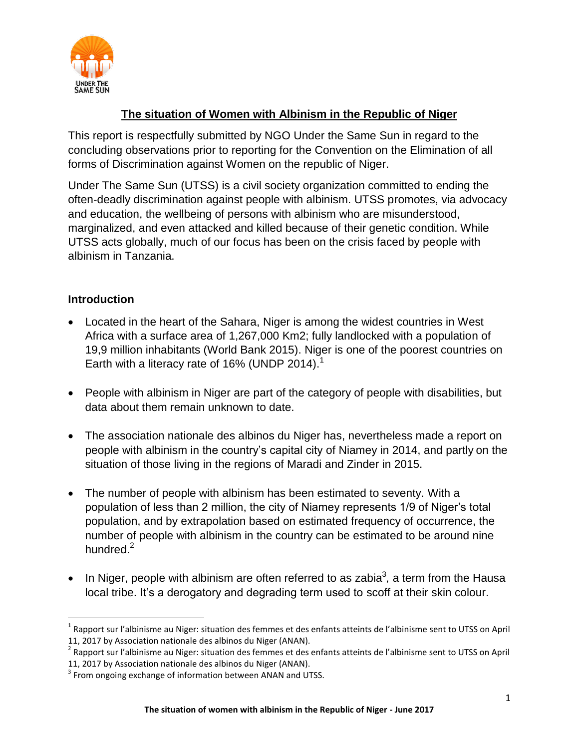# The situation of Women with Albinism in the Republic of Niger

This report is respectfully submitted by NGO Under the Same Sun in regard to the concluding observations prior to reporting for the Convention on the Elimination of all forms of Discrimination against Women on the republic of Niger.

Under The Same Sun (UTSS) is a civil society organization committed to ending the often-deadly discrimination against people with albinism. UTSS promotes, via advocacy and education, the wellbeing of persons with albinism who are misunderstood, marginalized, and even attacked and killed because of their genetic condition. While UTSS acts globally, much of our focus has been on the crisis faced by people with albinism in Tanzania.

## Introduction

- Located in the heart of the Sahara, Niger is among the widest countries in West Africa with a surface area of 1,267,000 Km2; fully landlocked with a population of 19,9 million inhabitants (World Bank 2015). Niger is one of the poorest countries on Earth with a literacy rate of 16% (UNDP 2014).[1]

- People with albinism in Niger are part of the category of people with disabilities, but data about them remain unknown to date.

- The association nationale des albinos du Niger has, nevertheless made a report on people with albinism in the country's capital city of Niamey in 2014, and partly on the situation of those living in the regions of Maradi and Zinder in 2015.

- The number of people with albinism has been estimated to seventy. With a population of less than 2 million, the city of Niamey represents 1/9 of Niger's total population, and by extrapolation based on estimated frequency of occurrence, the number of people with albinism in the country can be estimated to be around nine hundred.[2]

- In Niger, people with albinism are often referred to as zabia[3], a term from the Hausa local tribe. It's a derogatory and degrading term used to scoff at their skin colour.

---

[1] Rapport sur l'albinisme au Niger: situation des femmes et des enfants atteints de l'albinisme sent to UTSS on April 11, 2017 by Association nationale des albinos du Niger (ANAN).

[2] Rapport sur l'albinisme au Niger: situation des femmes et des enfants atteints de l'albinisme sent to UTSS on April 11, 2017 by Association nationale des albinos du Niger (ANAN).

[3] From ongoing exchange of information between ANAN and UTSS.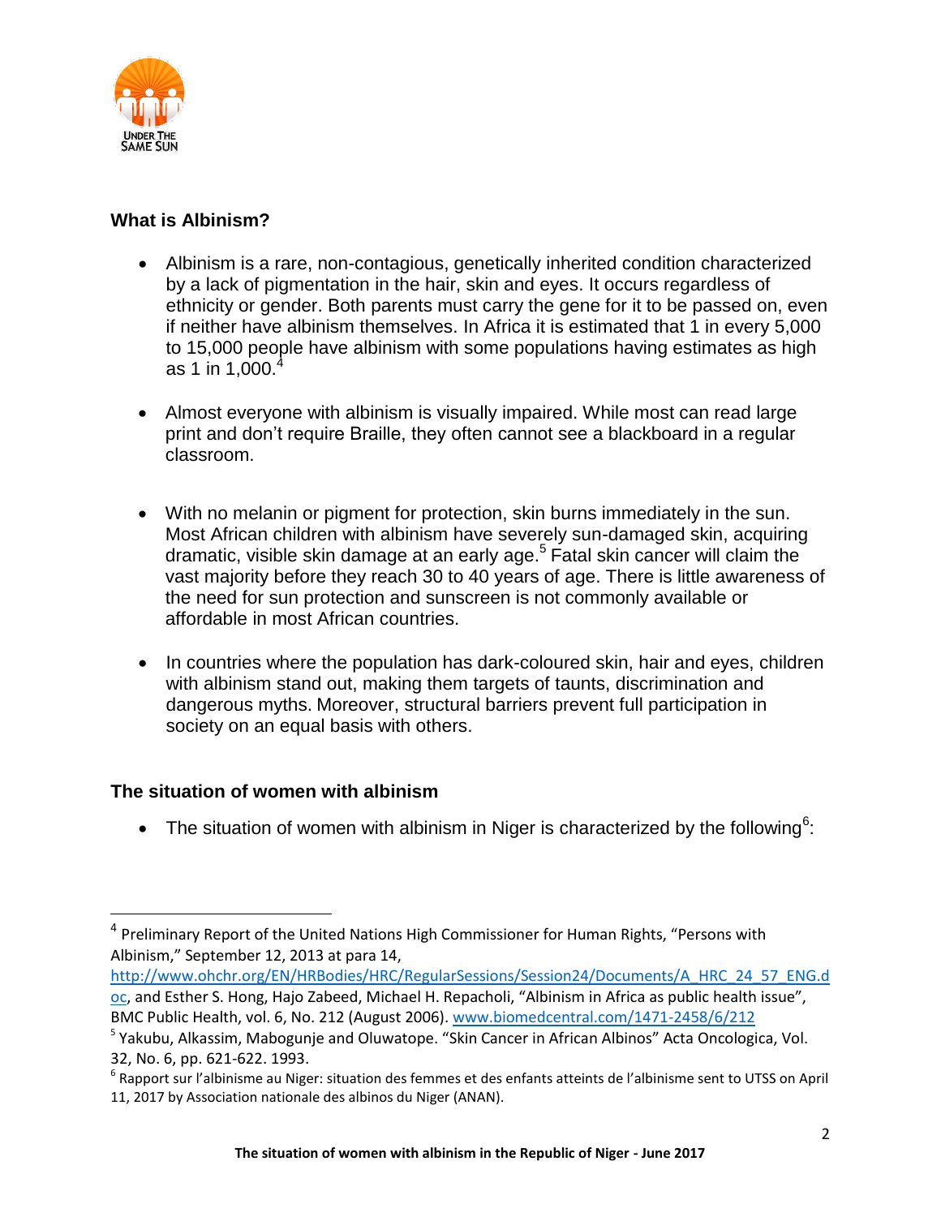## What is Albinism?

- Albinism is a rare, non-contagious, genetically inherited condition characterized by a lack of pigmentation in the hair, skin and eyes. It occurs regardless of ethnicity or gender. Both parents must carry the gene for it to be passed on, even if neither have albinism themselves. In Africa it is estimated that 1 in every 5,000 to 15,000 people have albinism with some populations having estimates as high as 1 in 1,000.[4]

- Almost everyone with albinism is visually impaired. While most can read large print and don't require Braille, they often cannot see a blackboard in a regular classroom.

- With no melanin or pigment for protection, skin burns immediately in the sun. Most African children with albinism have severely sun-damaged skin, acquiring dramatic, visible skin damage at an early age.[5] Fatal skin cancer will claim the vast majority before they reach 30 to 40 years of age. There is little awareness of the need for sun protection and sunscreen is not commonly available or affordable in most African countries.

- In countries where the population has dark-coloured skin, hair and eyes, children with albinism stand out, making them targets of taunts, discrimination and dangerous myths. Moreover, structural barriers prevent full participation in society on an equal basis with others.

## The situation of women with albinism

- The situation of women with albinism in Niger is characterized by the following[6]:

---

[4] Preliminary Report of the United Nations High Commissioner for Human Rights, "Persons with Albinism," September 12, 2013 at para 14, http://www.ohchr.org/EN/HRBodies/HRC/RegularSessions/Session24/Documents/A_HRC_24_57_ENG.doc, and Esther S. Hong, Hajo Zabeed, Michael H. Repacholi, "Albinism in Africa as public health issue", BMC Public Health, vol. 6, No. 212 (August 2006). www.biomedcentral.com/1471-2458/6/212

[5] Yakubu, Alkassim, Mabogunje and Oluwatope. "Skin Cancer in African Albinos" Acta Oncologica, Vol. 32, No. 6, pp. 621-622. 1993.

[6] Rapport sur l'albinisme au Niger: situation des femmes et des enfants atteints de l'albinisme sent to UTSS on April 11, 2017 by Association nationale des albinos du Niger (ANAN).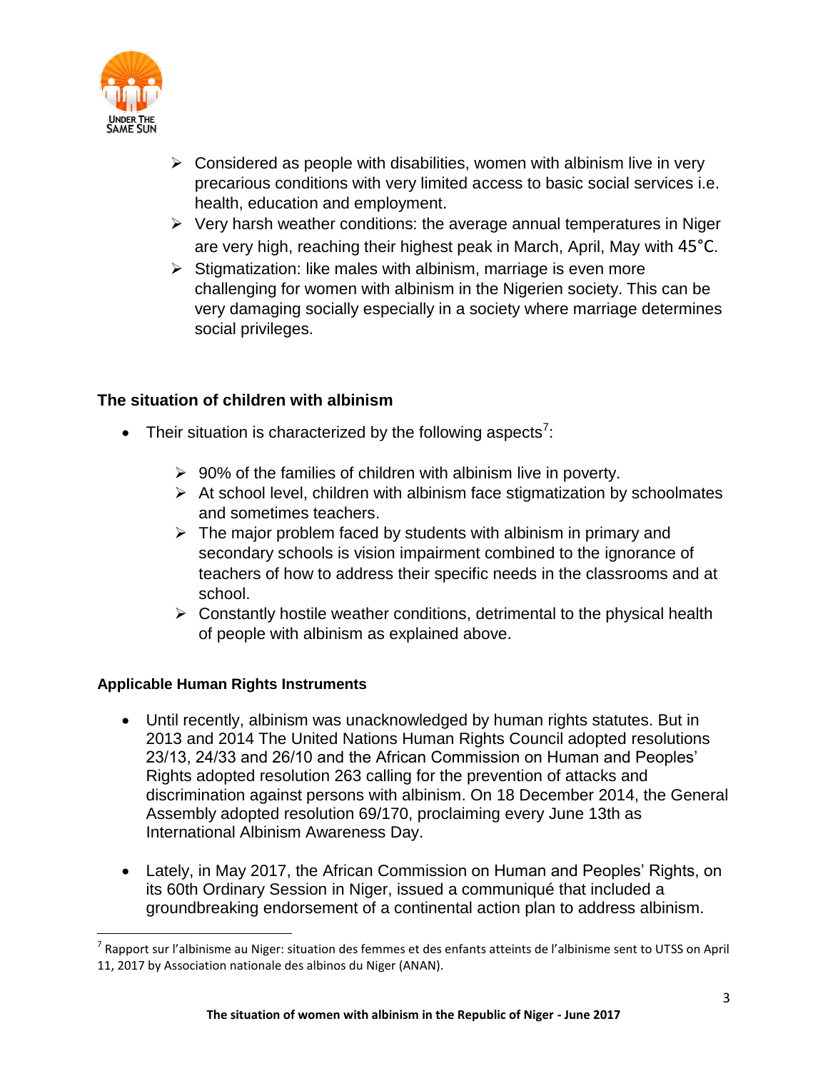- Considered as people with disabilities, women with albinism live in very precarious conditions with very limited access to basic social services i.e. health, education and employment.
- Very harsh weather conditions: the average annual temperatures in Niger are very high, reaching their highest peak in March, April, May with 45°C.
- Stigmatization: like males with albinism, marriage is even more challenging for women with albinism in the Nigerien society. This can be very damaging socially especially in a society where marriage determines social privileges.

### The situation of children with albinism

- Their situation is characterized by the following aspects[7]:
  - 90% of the families of children with albinism live in poverty.
  - At school level, children with albinism face stigmatization by schoolmates and sometimes teachers.
  - The major problem faced by students with albinism in primary and secondary schools is vision impairment combined to the ignorance of teachers of how to address their specific needs in the classrooms and at school.
  - Constantly hostile weather conditions, detrimental to the physical health of people with albinism as explained above.

#### Applicable Human Rights Instruments

- Until recently, albinism was unacknowledged by human rights statutes. But in 2013 and 2014 The United Nations Human Rights Council adopted resolutions 23/13, 24/33 and 26/10 and the African Commission on Human and Peoples' Rights adopted resolution 263 calling for the prevention of attacks and discrimination against persons with albinism. On 18 December 2014, the General Assembly adopted resolution 69/170, proclaiming every June 13th as International Albinism Awareness Day.

- Lately, in May 2017, the African Commission on Human and Peoples' Rights, on its 60th Ordinary Session in Niger, issued a communiqué that included a groundbreaking endorsement of a continental action plan to address albinism.

---

[7] Rapport sur l'albinisme au Niger: situation des femmes et des enfants atteints de l'albinisme sent to UTSS on April 11, 2017 by Association nationale des albinos du Niger (ANAN).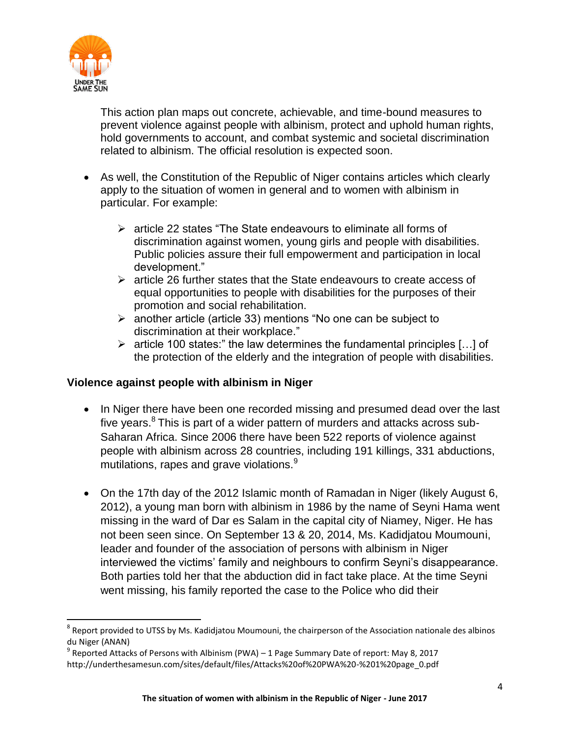This action plan maps out concrete, achievable, and time-bound measures to prevent violence against people with albinism, protect and uphold human rights, hold governments to account, and combat systemic and societal discrimination related to albinism. The official resolution is expected soon.

- As well, the Constitution of the Republic of Niger contains articles which clearly apply to the situation of women in general and to women with albinism in particular. For example:
  - article 22 states "The State endeavours to eliminate all forms of discrimination against women, young girls and people with disabilities. Public policies assure their full empowerment and participation in local development."
  - article 26 further states that the State endeavours to create access of equal opportunities to people with disabilities for the purposes of their promotion and social rehabilitation.
  - another article (article 33) mentions "No one can be subject to discrimination at their workplace."
  - article 100 states:" the law determines the fundamental principles […] of the protection of the elderly and the integration of people with disabilities.

### Violence against people with albinism in Niger

- In Niger there have been one recorded missing and presumed dead over the last five years.[8] This is part of a wider pattern of murders and attacks across sub-Saharan Africa. Since 2006 there have been 522 reports of violence against people with albinism across 28 countries, including 191 killings, 331 abductions, mutilations, rapes and grave violations.[9]

- On the 17th day of the 2012 Islamic month of Ramadan in Niger (likely August 6, 2012), a young man born with albinism in 1986 by the name of Seyni Hama went missing in the ward of Dar es Salam in the capital city of Niamey, Niger. He has not been seen since. On September 13 & 20, 2014, Ms. Kadidjatou Moumouni, leader and founder of the association of persons with albinism in Niger interviewed the victims' family and neighbours to confirm Seyni's disappearance. Both parties told her that the abduction did in fact take place. At the time Seyni went missing, his family reported the case to the Police who did their

---

[8] Report provided to UTSS by Ms. Kadidjatou Moumouni, the chairperson of the Association nationale des albinos du Niger (ANAN)

[9] Reported Attacks of Persons with Albinism (PWA) – 1 Page Summary Date of report: May 8, 2017 http://underthesamesun.com/sites/default/files/Attacks%20of%20PWA%20-%201%20page_0.pdf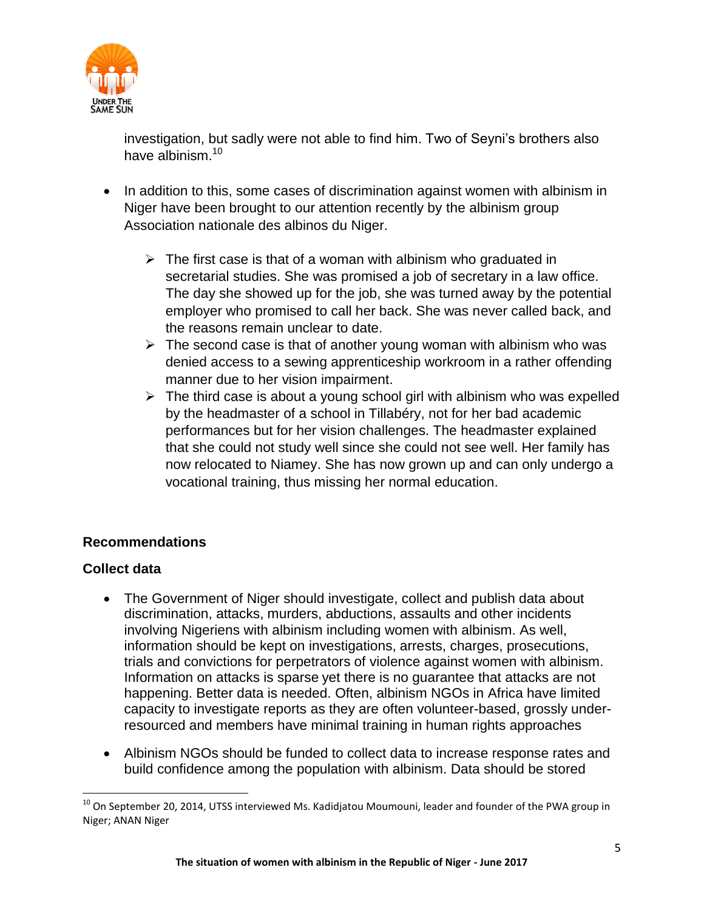investigation, but sadly were not able to find him. Two of Seyni's brothers also have albinism.[10]

- In addition to this, some cases of discrimination against women with albinism in Niger have been brought to our attention recently by the albinism group Association nationale des albinos du Niger.

    - The first case is that of a woman with albinism who graduated in secretarial studies. She was promised a job of secretary in a law office. The day she showed up for the job, she was turned away by the potential employer who promised to call her back. She was never called back, and the reasons remain unclear to date.
    - The second case is that of another young woman with albinism who was denied access to a sewing apprenticeship workroom in a rather offending manner due to her vision impairment.
    - The third case is about a young school girl with albinism who was expelled by the headmaster of a school in Tillabéry, not for her bad academic performances but for her vision challenges. The headmaster explained that she could not study well since she could not see well. Her family has now relocated to Niamey. She has now grown up and can only undergo a vocational training, thus missing her normal education.

## Recommendations

### Collect data

- The Government of Niger should investigate, collect and publish data about discrimination, attacks, murders, abductions, assaults and other incidents involving Nigeriens with albinism including women with albinism. As well, information should be kept on investigations, arrests, charges, prosecutions, trials and convictions for perpetrators of violence against women with albinism. Information on attacks is sparse yet there is no guarantee that attacks are not happening. Better data is needed. Often, albinism NGOs in Africa have limited capacity to investigate reports as they are often volunteer-based, grossly under-resourced and members have minimal training in human rights approaches

- Albinism NGOs should be funded to collect data to increase response rates and build confidence among the population with albinism. Data should be stored

---

[10] On September 20, 2014, UTSS interviewed Ms. Kadidjatou Moumouni, leader and founder of the PWA group in Niger; ANAN Niger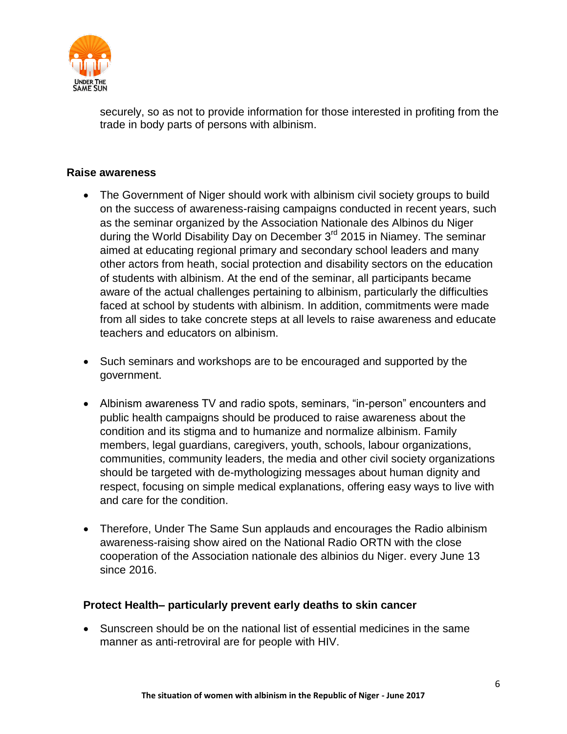securely, so as not to provide information for those interested in profiting from the trade in body parts of persons with albinism.

### Raise awareness

- The Government of Niger should work with albinism civil society groups to build on the success of awareness-raising campaigns conducted in recent years, such as the seminar organized by the Association Nationale des Albinos du Niger during the World Disability Day on December 3rd 2015 in Niamey. The seminar aimed at educating regional primary and secondary school leaders and many other actors from heath, social protection and disability sectors on the education of students with albinism. At the end of the seminar, all participants became aware of the actual challenges pertaining to albinism, particularly the difficulties faced at school by students with albinism. In addition, commitments were made from all sides to take concrete steps at all levels to raise awareness and educate teachers and educators on albinism.

- Such seminars and workshops are to be encouraged and supported by the government.

- Albinism awareness TV and radio spots, seminars, "in-person" encounters and public health campaigns should be produced to raise awareness about the condition and its stigma and to humanize and normalize albinism. Family members, legal guardians, caregivers, youth, schools, labour organizations, communities, community leaders, the media and other civil society organizations should be targeted with de-mythologizing messages about human dignity and respect, focusing on simple medical explanations, offering easy ways to live with and care for the condition.

- Therefore, Under The Same Sun applauds and encourages the Radio albinism awareness-raising show aired on the National Radio ORTN with the close cooperation of the Association nationale des albinios du Niger. every June 13 since 2016.

### Protect Health– particularly prevent early deaths to skin cancer

- Sunscreen should be on the national list of essential medicines in the same manner as anti-retroviral are for people with HIV.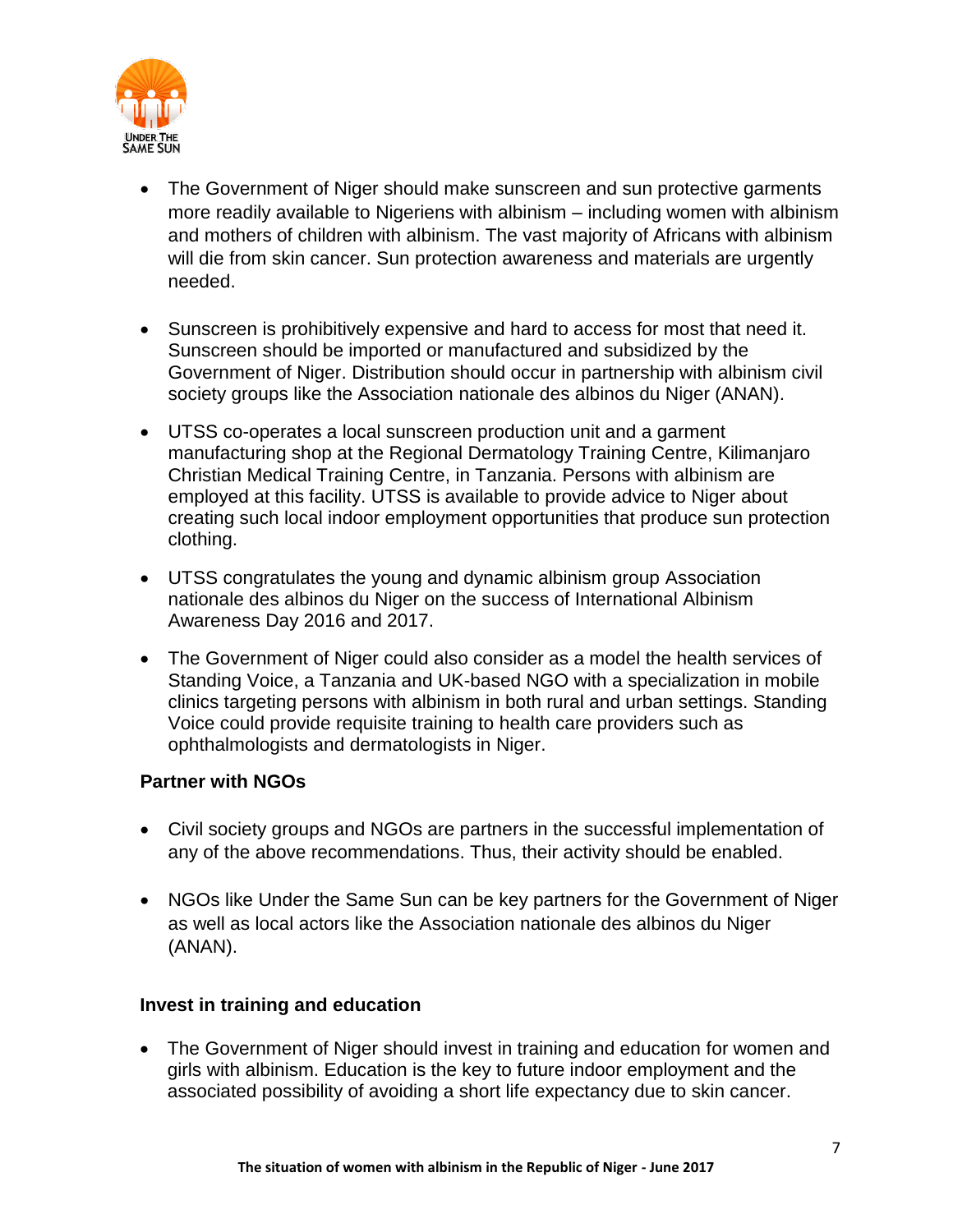- The Government of Niger should make sunscreen and sun protective garments more readily available to Nigeriens with albinism – including women with albinism and mothers of children with albinism. The vast majority of Africans with albinism will die from skin cancer. Sun protection awareness and materials are urgently needed.

- Sunscreen is prohibitively expensive and hard to access for most that need it. Sunscreen should be imported or manufactured and subsidized by the Government of Niger. Distribution should occur in partnership with albinism civil society groups like the Association nationale des albinos du Niger (ANAN).

- UTSS co-operates a local sunscreen production unit and a garment manufacturing shop at the Regional Dermatology Training Centre, Kilimanjaro Christian Medical Training Centre, in Tanzania. Persons with albinism are employed at this facility. UTSS is available to provide advice to Niger about creating such local indoor employment opportunities that produce sun protection clothing.

- UTSS congratulates the young and dynamic albinism group Association nationale des albinos du Niger on the success of International Albinism Awareness Day 2016 and 2017.

- The Government of Niger could also consider as a model the health services of Standing Voice, a Tanzania and UK-based NGO with a specialization in mobile clinics targeting persons with albinism in both rural and urban settings. Standing Voice could provide requisite training to health care providers such as ophthalmologists and dermatologists in Niger.

### Partner with NGOs

- Civil society groups and NGOs are partners in the successful implementation of any of the above recommendations. Thus, their activity should be enabled.

- NGOs like Under the Same Sun can be key partners for the Government of Niger as well as local actors like the Association nationale des albinos du Niger (ANAN).

### Invest in training and education

- The Government of Niger should invest in training and education for women and girls with albinism. Education is the key to future indoor employment and the associated possibility of avoiding a short life expectancy due to skin cancer.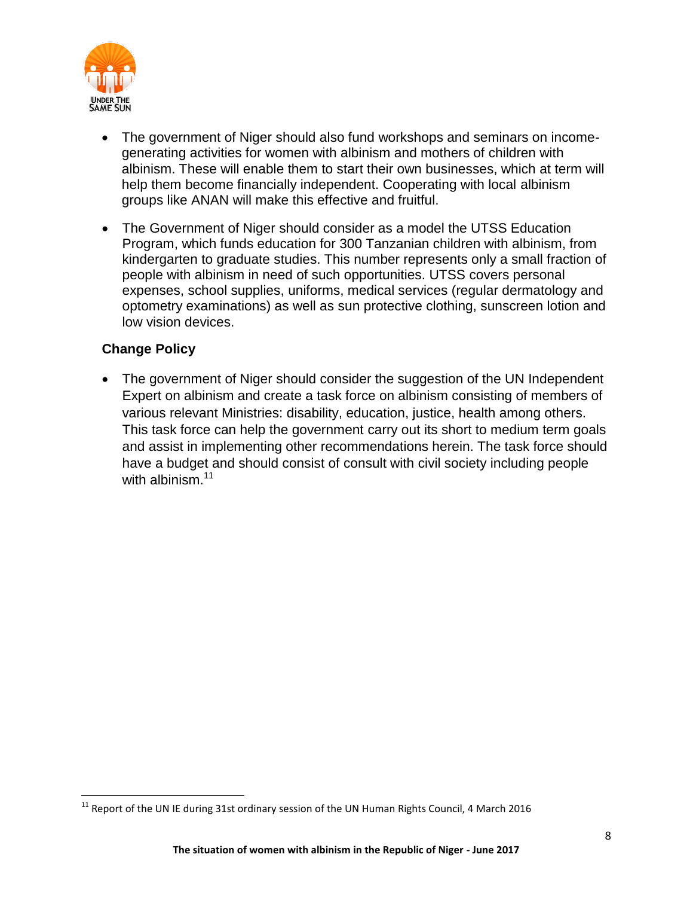- The government of Niger should also fund workshops and seminars on income-generating activities for women with albinism and mothers of children with albinism. These will enable them to start their own businesses, which at term will help them become financially independent. Cooperating with local albinism groups like ANAN will make this effective and fruitful.
- The Government of Niger should consider as a model the UTSS Education Program, which funds education for 300 Tanzanian children with albinism, from kindergarten to graduate studies. This number represents only a small fraction of people with albinism in need of such opportunities. UTSS covers personal expenses, school supplies, uniforms, medical services (regular dermatology and optometry examinations) as well as sun protective clothing, sunscreen lotion and low vision devices.

**Change Policy**

- The government of Niger should consider the suggestion of the UN Independent Expert on albinism and create a task force on albinism consisting of members of various relevant Ministries: disability, education, justice, health among others. This task force can help the government carry out its short to medium term goals and assist in implementing other recommendations herein. The task force should have a budget and should consist of consult with civil society including people with albinism.[11]

[11] Report of the UN IE during 31st ordinary session of the UN Human Rights Council, 4 March 2016